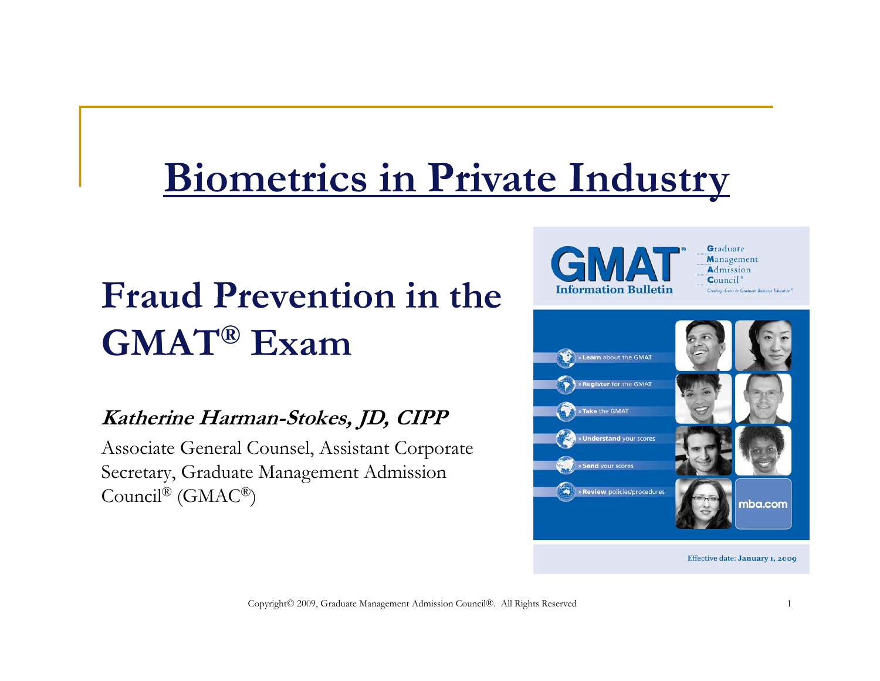# Biometrics in Private Industry

## Fraud Prevention in the GMAT® Exam

***Katherine Harman-Stokes, JD, CIPP***

Associate General Counsel, Assistant Corporate Secretary, Graduate Management Admission Council® (GMAC®)

Copyright© 2009, Graduate Management Admission Council®. All Rights Reserved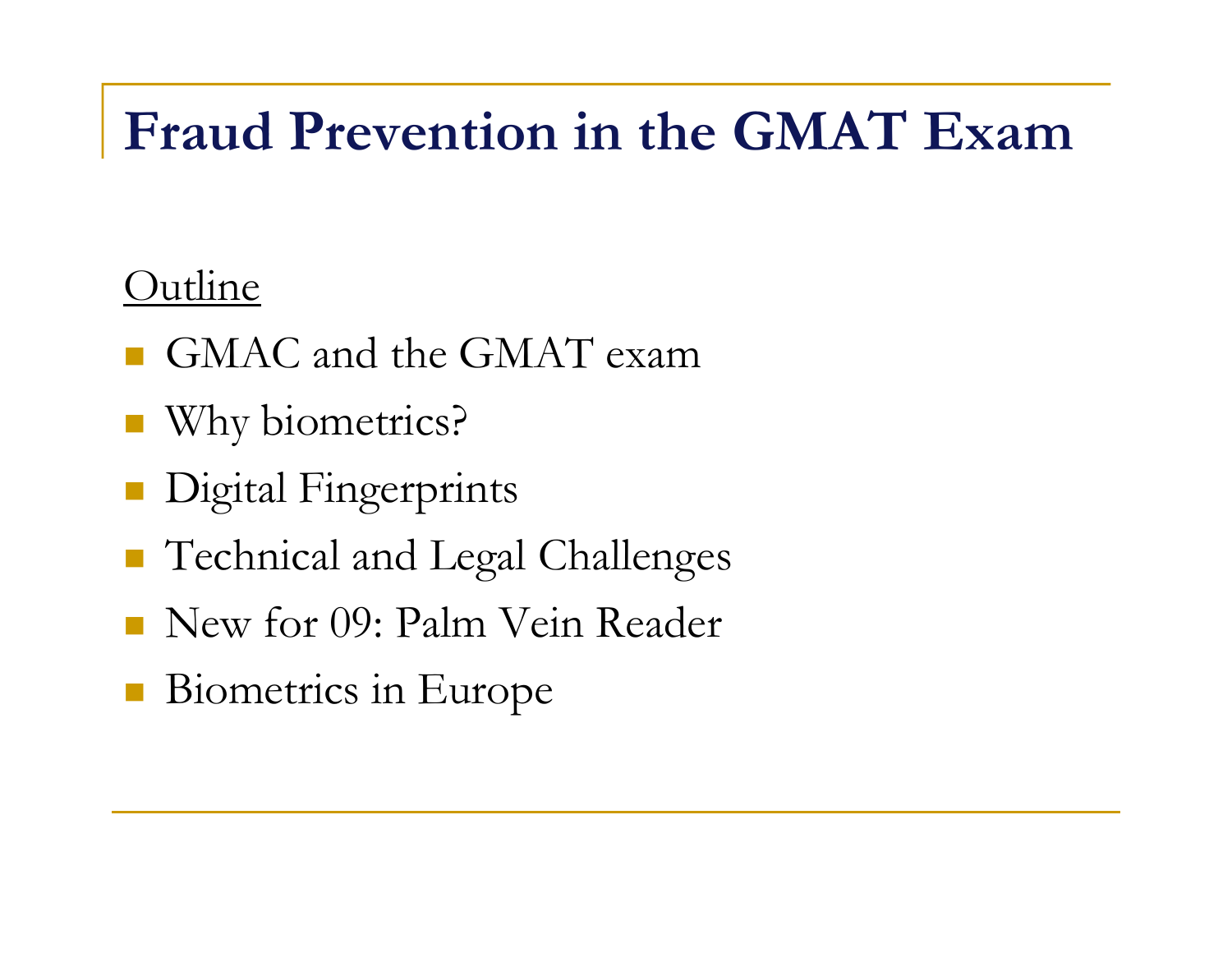# Fraud Prevention in the GMAT Exam

Outline

- GMAC and the GMAT exam
- Why biometrics?
- Digital Fingerprints
- Technical and Legal Challenges
- New for 09: Palm Vein Reader
- Biometrics in Europe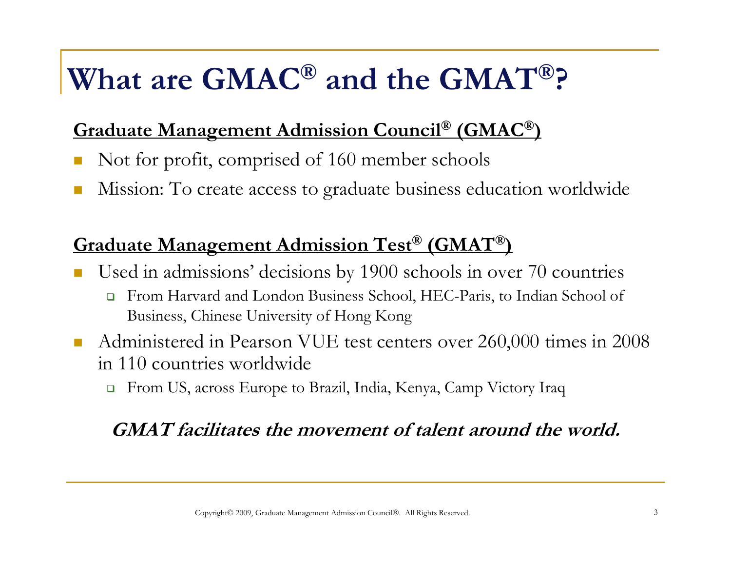# What are GMAC® and the GMAT®?

**Graduate Management Admission Council® (GMAC®)**

- Not for profit, comprised of 160 member schools
- Mission: To create access to graduate business education worldwide

**Graduate Management Admission Test® (GMAT®)**

- Used in admissions' decisions by 1900 schools in over 70 countries
  - From Harvard and London Business School, HEC-Paris, to Indian School of Business, Chinese University of Hong Kong
- Administered in Pearson VUE test centers over 260,000 times in 2008 in 110 countries worldwide
  - From US, across Europe to Brazil, India, Kenya, Camp Victory Iraq

***GMAT facilitates the movement of talent around the world.***

Copyright© 2009, Graduate Management Admission Council®. All Rights Reserved.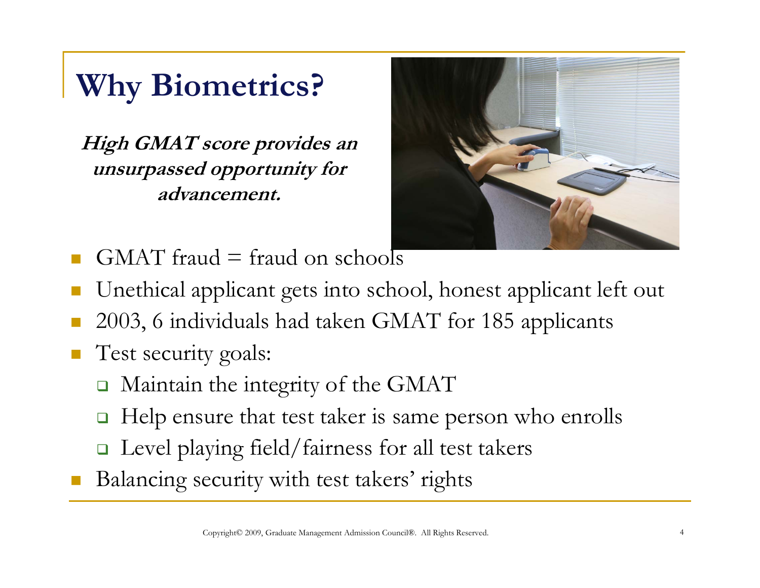# Why Biometrics?

***High GMAT score provides an unsurpassed opportunity for advancement.***

- GMAT fraud = fraud on schools
- Unethical applicant gets into school, honest applicant left out
- 2003, 6 individuals had taken GMAT for 185 applicants
- Test security goals:
  - Maintain the integrity of the GMAT
  - Help ensure that test taker is same person who enrolls
  - Level playing field/fairness for all test takers
- Balancing security with test takers' rights

Copyright© 2009, Graduate Management Admission Council®. All Rights Reserved.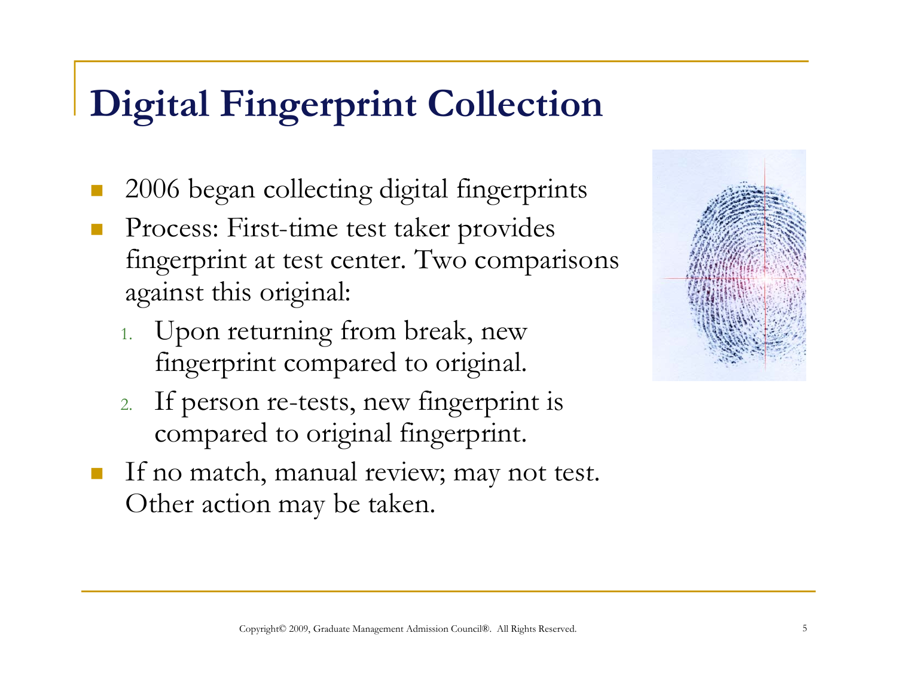# Digital Fingerprint Collection

- 2006 began collecting digital fingerprints
- Process: First-time test taker provides fingerprint at test center. Two comparisons against this original:
  1. Upon returning from break, new fingerprint compared to original.
  2. If person re-tests, new fingerprint is compared to original fingerprint.
- If no match, manual review; may not test. Other action may be taken.

Copyright© 2009, Graduate Management Admission Council®. All Rights Reserved.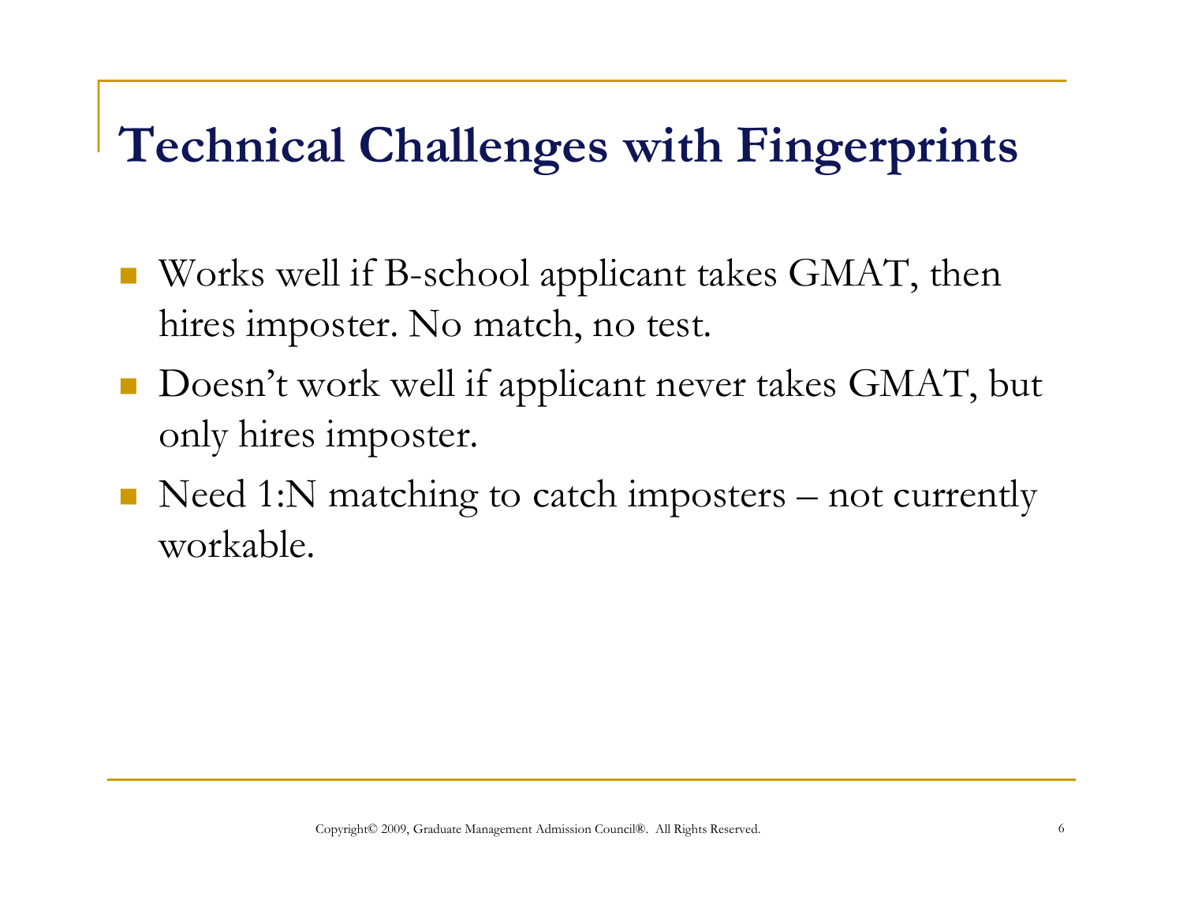# Technical Challenges with Fingerprints

- Works well if B-school applicant takes GMAT, then hires imposter. No match, no test.
- Doesn't work well if applicant never takes GMAT, but only hires imposter.
- Need 1:N matching to catch imposters – not currently workable.

Copyright© 2009, Graduate Management Admission Council®. All Rights Reserved.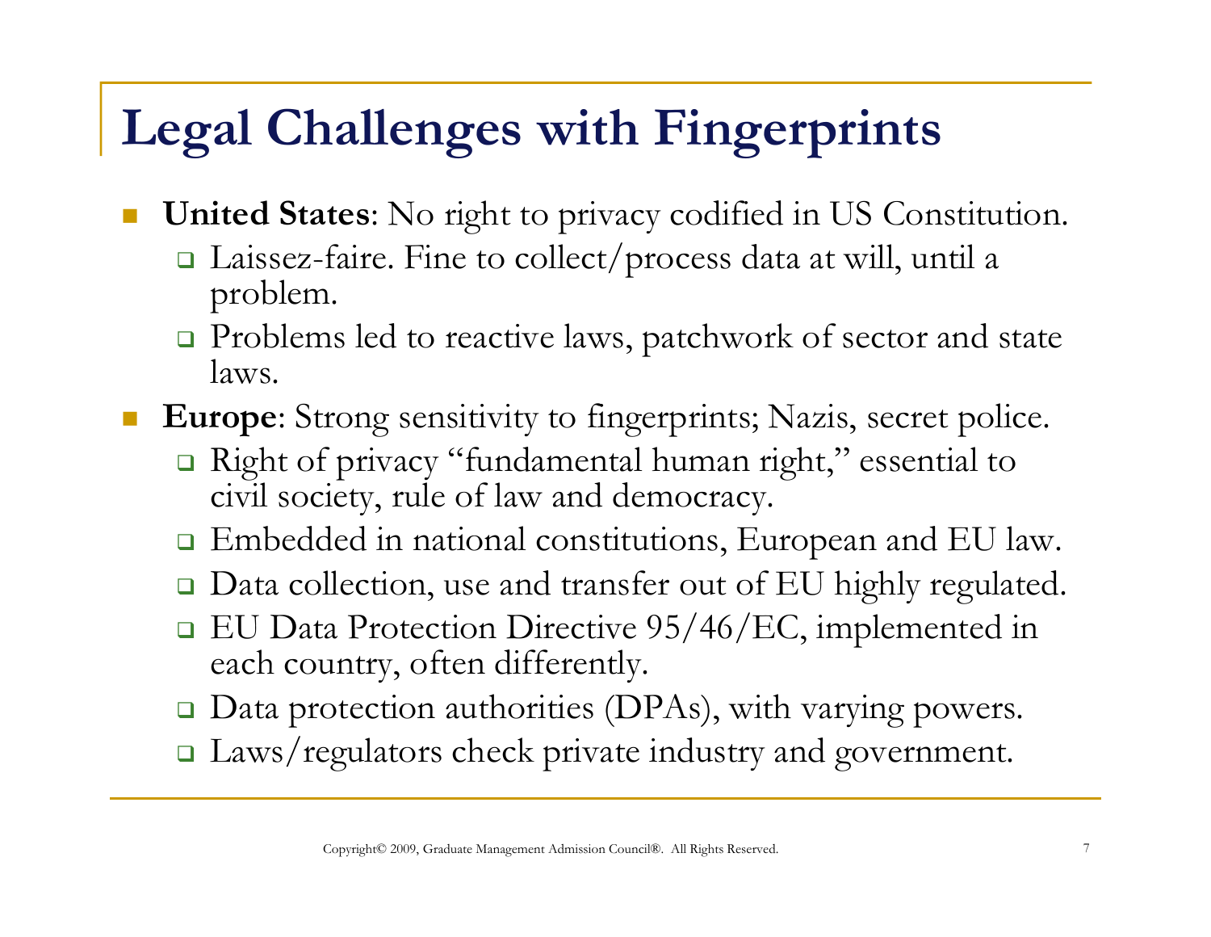# Legal Challenges with Fingerprints

- **United States**: No right to privacy codified in US Constitution.
  - Laissez-faire. Fine to collect/process data at will, until a problem.
  - Problems led to reactive laws, patchwork of sector and state laws.
- **Europe**: Strong sensitivity to fingerprints; Nazis, secret police.
  - Right of privacy "fundamental human right," essential to civil society, rule of law and democracy.
  - Embedded in national constitutions, European and EU law.
  - Data collection, use and transfer out of EU highly regulated.
  - EU Data Protection Directive 95/46/EC, implemented in each country, often differently.
  - Data protection authorities (DPAs), with varying powers.
  - Laws/regulators check private industry and government.

Copyright© 2009, Graduate Management Admission Council®. All Rights Reserved.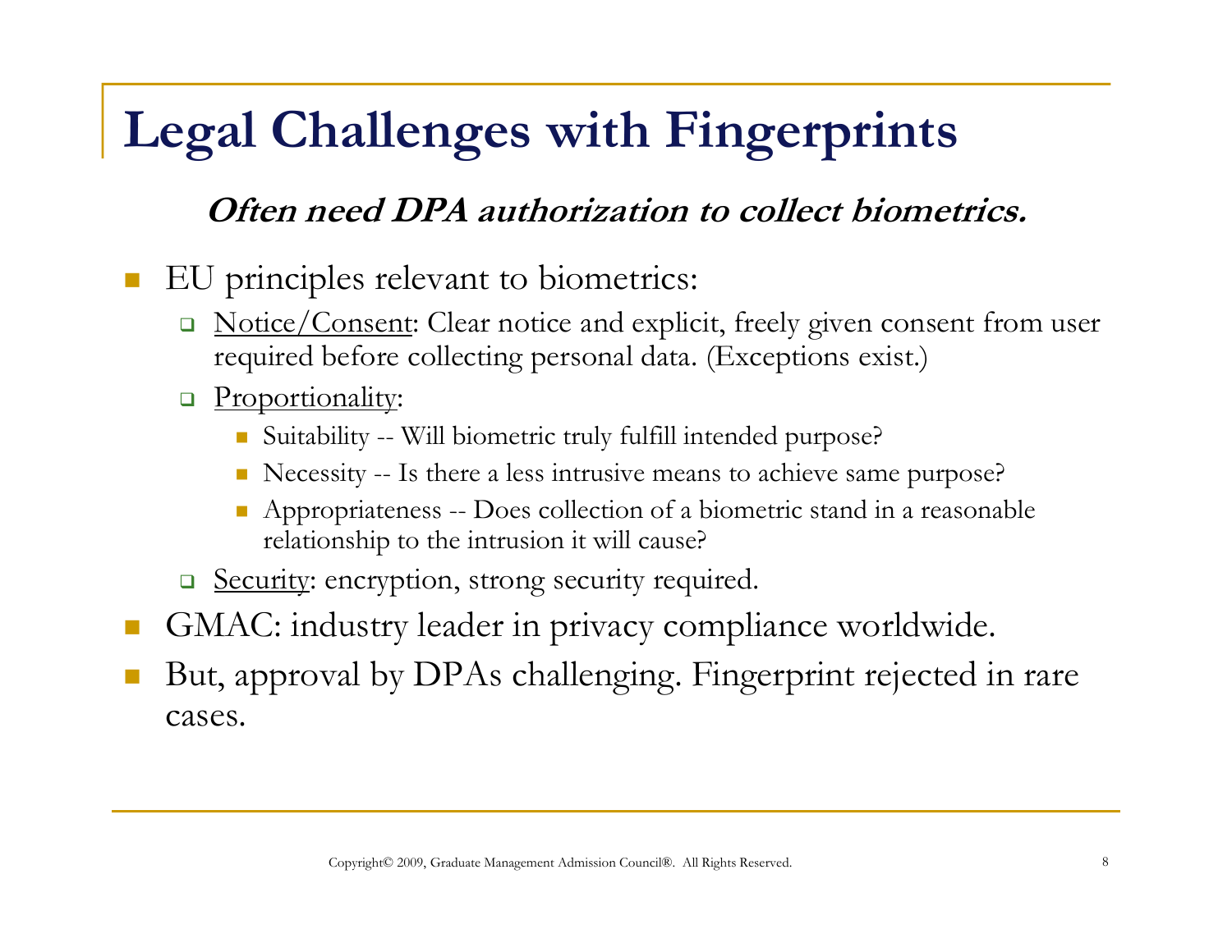# Legal Challenges with Fingerprints

***Often need DPA authorization to collect biometrics.***

- EU principles relevant to biometrics:
  - Notice/Consent: Clear notice and explicit, freely given consent from user required before collecting personal data. (Exceptions exist.)
  - Proportionality:
    - Suitability -- Will biometric truly fulfill intended purpose?
    - Necessity -- Is there a less intrusive means to achieve same purpose?
    - Appropriateness -- Does collection of a biometric stand in a reasonable relationship to the intrusion it will cause?
  - Security: encryption, strong security required.
- GMAC: industry leader in privacy compliance worldwide.
- But, approval by DPAs challenging. Fingerprint rejected in rare cases.

Copyright© 2009, Graduate Management Admission Council®. All Rights Reserved.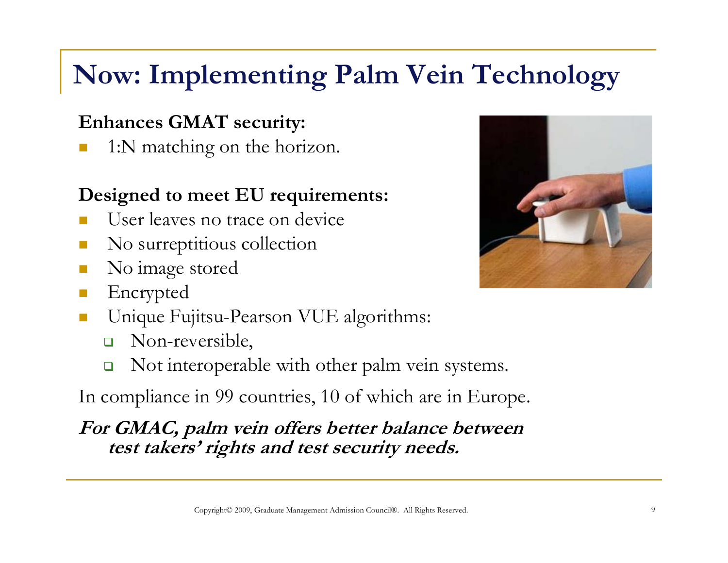# Now: Implementing Palm Vein Technology

**Enhances GMAT security:**

- 1:N matching on the horizon.

**Designed to meet EU requirements:**

- User leaves no trace on device
- No surreptitious collection
- No image stored
- Encrypted
- Unique Fujitsu-Pearson VUE algorithms:
  - Non-reversible,
  - Not interoperable with other palm vein systems.

In compliance in 99 countries, 10 of which are in Europe.

***For GMAC, palm vein offers better balance between test takers' rights and test security needs.***

Copyright© 2009, Graduate Management Admission Council®. All Rights Reserved.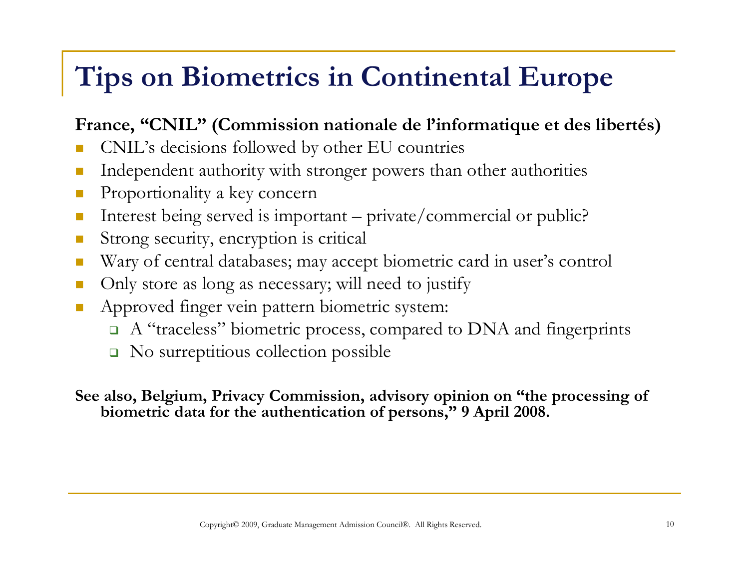# Tips on Biometrics in Continental Europe

**France, "CNIL" (Commission nationale de l'informatique et des libertés)**

- CNIL's decisions followed by other EU countries
- Independent authority with stronger powers than other authorities
- Proportionality a key concern
- Interest being served is important – private/commercial or public?
- Strong security, encryption is critical
- Wary of central databases; may accept biometric card in user's control
- Only store as long as necessary; will need to justify
- Approved finger vein pattern biometric system:
  - A "traceless" biometric process, compared to DNA and fingerprints
  - No surreptitious collection possible

**See also, Belgium, Privacy Commission, advisory opinion on "the processing of biometric data for the authentication of persons," 9 April 2008.**

Copyright© 2009, Graduate Management Admission Council®. All Rights Reserved.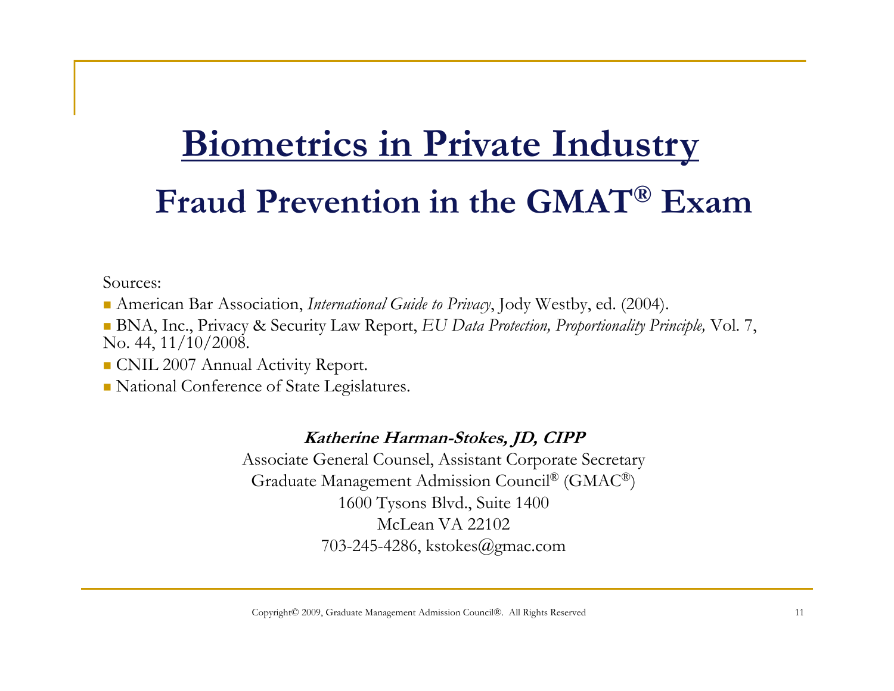# Biometrics in Private Industry

## Fraud Prevention in the GMAT® Exam

Sources:

- American Bar Association, *International Guide to Privacy*, Jody Westby, ed. (2004).
- BNA, Inc., Privacy & Security Law Report, *EU Data Protection, Proportionality Principle,* Vol. 7, No. 44, 11/10/2008.
- CNIL 2007 Annual Activity Report.
- National Conference of State Legislatures.

***Katherine Harman-Stokes, JD, CIPP***
Associate General Counsel, Assistant Corporate Secretary
Graduate Management Admission Council® (GMAC®)
1600 Tysons Blvd., Suite 1400
McLean VA 22102
703-245-4286, kstokes@gmac.com

Copyright© 2009, Graduate Management Admission Council®. All Rights Reserved